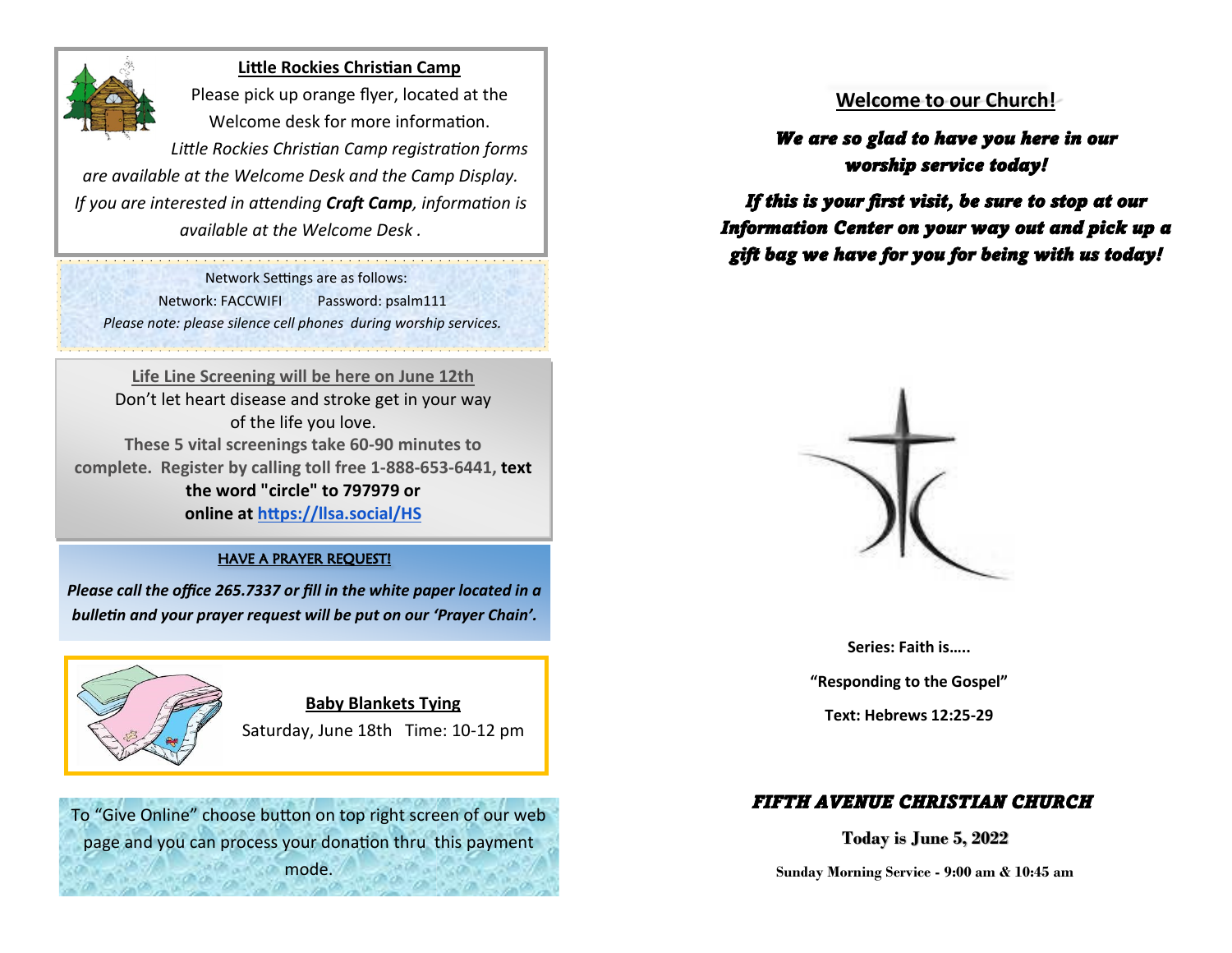## Little Rockies Christian Camp

Please pick up orange flyer, located at the Welcome desk for more information.

*Little Rockies Christian Camp registration forms are available at the Welcome Desk and the Camp Display. If you are interested in attending **Craft Camp**, information is available at the Welcome Desk .*

Network Settings are as follows:

Network: FACCWIFI     Password: psalm111

*Please note: please silence cell phones during worship services.*

## Life Line Screening will be here on June 12th

Don't let heart disease and stroke get in your way of the life you love.

**These 5 vital screenings take 60-90 minutes to complete. Register by calling toll free 1-888-653-6441, text the word "circle" to 797979 or online at https://llsa.social/HS**

## HAVE A PRAYER REQUEST!

***Please call the office 265.7337 or fill in the white paper located in a bulletin and your prayer request will be put on our 'Prayer Chain'.***

## Baby Blankets Tying

Saturday, June 18th  Time: 10-12 pm

To "Give Online" choose button on top right screen of our web page and you can process your donation thru this payment mode.

## Welcome to our Church!

***We are so glad to have you here in our worship service today!***

***If this is your first visit, be sure to stop at our Information Center on your way out and pick up a gift bag we have for you for being with us today!***

**Series: Faith is.....**

**"Responding to the Gospel"**

**Text: Hebrews 12:25-29**

***FIFTH AVENUE CHRISTIAN CHURCH***

**Today is June 5, 2022**

**Sunday Morning Service - 9:00 am & 10:45 am**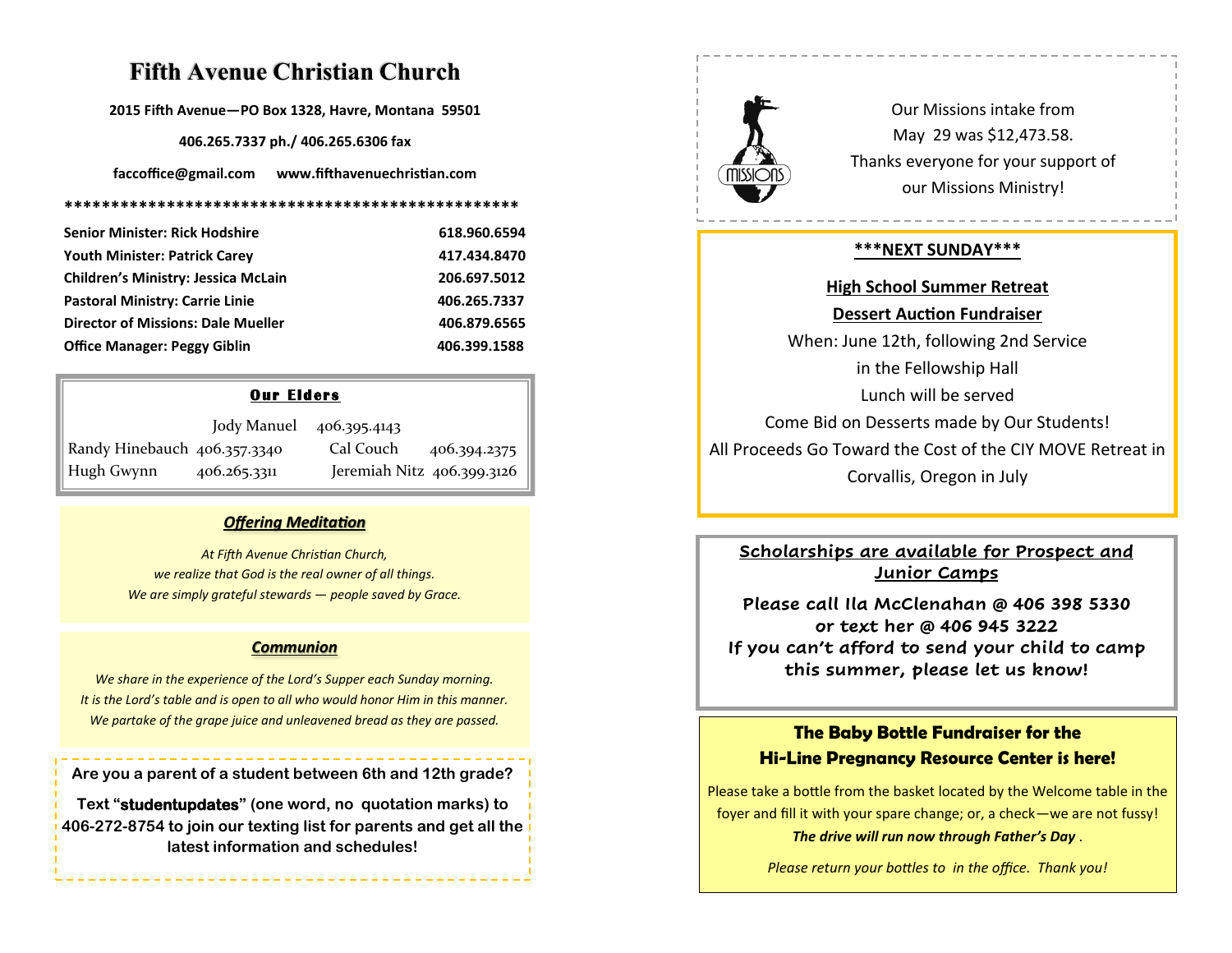# Fifth Avenue Christian Church

**2015 Fifth Avenue—PO Box 1328, Havre, Montana 59501**

**406.265.7337 ph./ 406.265.6306 fax**

**faccoffice@gmail.com www.fifthavenuechristian.com**

*************************************************

| | |
|---|---|
| **Senior Minister: Rick Hodshire** | **618.960.6594** |
| **Youth Minister: Patrick Carey** | **417.434.8470** |
| **Children's Ministry: Jessica McLain** | **206.697.5012** |
| **Pastoral Ministry: Carrie Linie** | **406.265.7337** |
| **Director of Missions: Dale Mueller** | **406.879.6565** |
| **Office Manager: Peggy Giblin** | **406.399.1588** |

## Our Elders

| | | | |
|---|---|---|---|
| | Jody Manuel | 406.395.4143 | |
| Randy Hinebauch | 406.357.3340 | Cal Couch | 406.394.2375 |
| Hugh Gwynn | 406.265.3311 | Jeremiah Nitz | 406.399.3126 |

### *Offering Meditation*

*At Fifth Avenue Christian Church,*
*we realize that God is the real owner of all things.*
*We are simply grateful stewards — people saved by Grace.*

### *Communion*

*We share in the experience of the Lord's Supper each Sunday morning.*
*It is the Lord's table and is open to all who would honor Him in this manner.*
*We partake of the grape juice and unleavened bread as they are passed.*

**Are you a parent of a student between 6th and 12th grade?**

**Text "studentupdates" (one word, no quotation marks) to 406-272-8754 to join our texting list for parents and get all the latest information and schedules!**

Our Missions intake from May 29 was $12,473.58.
Thanks everyone for your support of our Missions Ministry!

### ***NEXT SUNDAY***

**High School Summer Retreat**
**Dessert Auction Fundraiser**

When: June 12th, following 2nd Service
in the Fellowship Hall
Lunch will be served
Come Bid on Desserts made by Our Students!
All Proceeds Go Toward the Cost of the CIY MOVE Retreat in Corvallis, Oregon in July

### Scholarships are available for Prospect and Junior Camps

**Please call Ila McClenahan @ 406 398 5330 or text her @ 406 945 3222**
**If you can't afford to send your child to camp this summer, please let us know!**

### The Baby Bottle Fundraiser for the Hi-Line Pregnancy Resource Center is here!

Please take a bottle from the basket located by the Welcome table in the foyer and fill it with your spare change; or, a check—we are not fussy! ***The drive will run now through Father's Day*** .

*Please return your bottles to in the office. Thank you!*